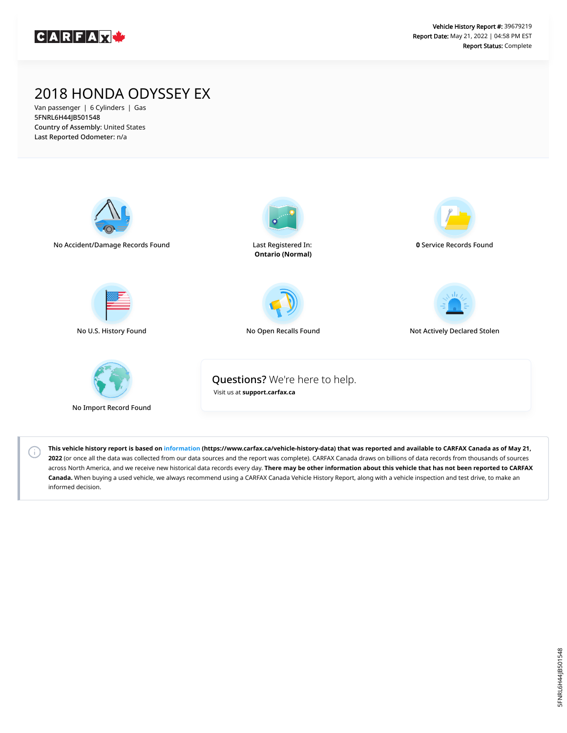CARFAX

**Vehicle History Report #:** 39679219
**Report Date:** May 21, 2022 | 04:58 PM EST
**Report Status:** Complete

# 2018 HONDA ODYSSEY EX

Van passenger | 6 Cylinders | Gas
5FNRL6H44JB501548
**Country of Assembly:** United States
**Last Reported Odometer:** n/a

No Accident/Damage Records Found

Last Registered In:
**Ontario (Normal)**

**0** Service Records Found

No U.S. History Found

No Open Recalls Found

Not Actively Declared Stolen

No Import Record Found

**Questions?** We're here to help.
Visit us at **support.carfax.ca**

**This vehicle history report is based on information (https://www.carfax.ca/vehicle-history-data) that was reported and available to CARFAX Canada as of May 21, 2022** (or once all the data was collected from our data sources and the report was complete). CARFAX Canada draws on billions of data records from thousands of sources across North America, and we receive new historical data records every day. **There may be other information about this vehicle that has not been reported to CARFAX Canada.** When buying a used vehicle, we always recommend using a CARFAX Canada Vehicle History Report, along with a vehicle inspection and test drive, to make an informed decision.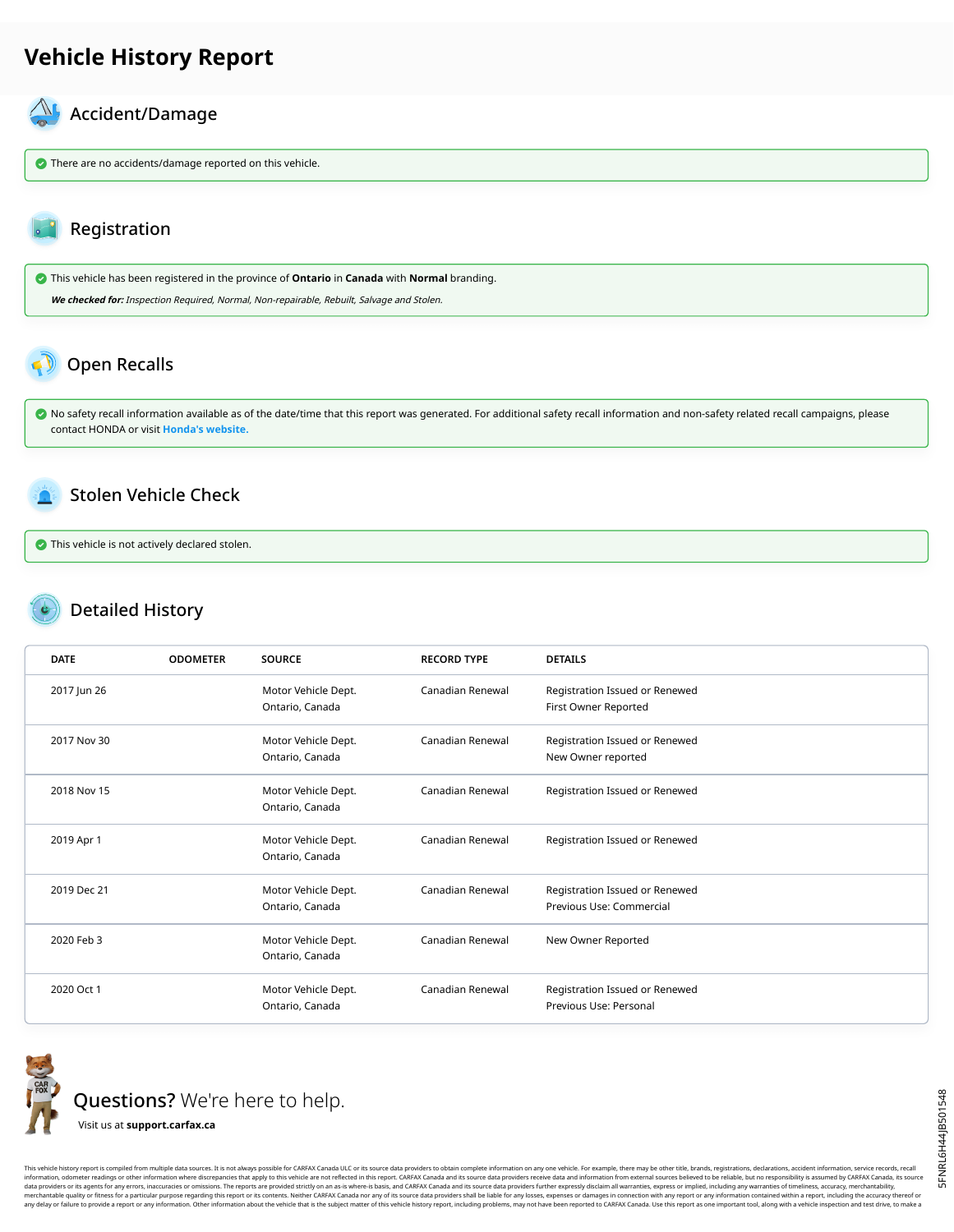# Vehicle History Report

## Accident/Damage

There are no accidents/damage reported on this vehicle.

## Registration

This vehicle has been registered in the province of **Ontario** in **Canada** with **Normal** branding.

***We checked for:*** *Inspection Required, Normal, Non-repairable, Rebuilt, Salvage and Stolen.*

## Open Recalls

No safety recall information available as of the date/time that this report was generated. For additional safety recall information and non-safety related recall campaigns, please contact HONDA or visit **Honda's website.**

## Stolen Vehicle Check

This vehicle is not actively declared stolen.

## Detailed History

| DATE | ODOMETER | SOURCE | RECORD TYPE | DETAILS |
|---|---|---|---|---|
| 2017 Jun 26 | | Motor Vehicle Dept. Ontario, Canada | Canadian Renewal | Registration Issued or Renewed First Owner Reported |
| 2017 Nov 30 | | Motor Vehicle Dept. Ontario, Canada | Canadian Renewal | Registration Issued or Renewed New Owner reported |
| 2018 Nov 15 | | Motor Vehicle Dept. Ontario, Canada | Canadian Renewal | Registration Issued or Renewed |
| 2019 Apr 1 | | Motor Vehicle Dept. Ontario, Canada | Canadian Renewal | Registration Issued or Renewed |
| 2019 Dec 21 | | Motor Vehicle Dept. Ontario, Canada | Canadian Renewal | Registration Issued or Renewed Previous Use: Commercial |
| 2020 Feb 3 | | Motor Vehicle Dept. Ontario, Canada | Canadian Renewal | New Owner Reported |
| 2020 Oct 1 | | Motor Vehicle Dept. Ontario, Canada | Canadian Renewal | Registration Issued or Renewed Previous Use: Personal |

**Questions?** We're here to help.

Visit us at **support.carfax.ca**

5FNRL6H44JB501548

This vehicle history report is compiled from multiple data sources. It is not always possible for CARFAX Canada ULC or its source data providers to obtain complete information on any one vehicle. For example, there may be other title, brands, registrations, declarations, accident information, service records, recall information, odometer readings or other information where discrepancies that apply to this vehicle are not reflected in this report. CARFAX Canada and its source data providers receive data and information from external sources believed to be reliable, but no responsibility is assumed by CARFAX Canada, its source data providers or its agents for any errors, inaccuracies or omissions. The reports are provided strictly on an as-is where-is basis, and CARFAX Canada and its source data providers further expressly disclaim all warranties, express or implied, including any warranties of timeliness, accuracy, merchantability, merchantable quality or fitness for a particular purpose regarding this report or its contents. Neither CARFAX Canada nor any of its source data providers shall be liable for any losses, expenses or damages in connection with any report or any information contained within a report, including the accuracy thereof or any delay or failure to provide a report or any information. Other information about the vehicle that is the subject matter of this vehicle history report, including problems, may not have been reported to CARFAX Canada. Use this report as one important tool, along with a vehicle inspection and test drive, to make a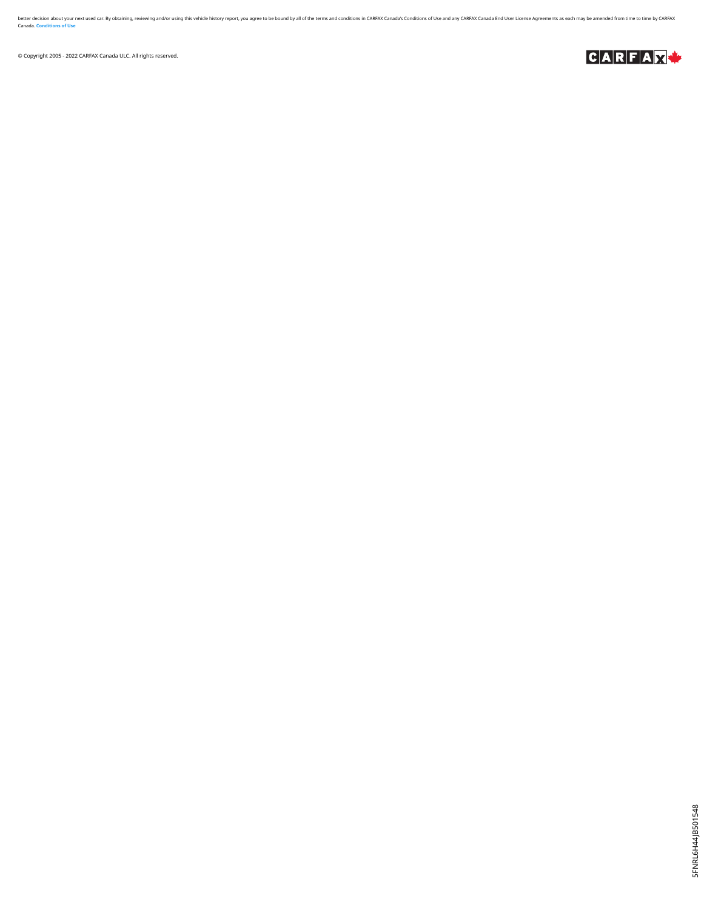better decision about your next used car. By obtaining, reviewing and/or using this vehicle history report, you agree to be bound by all of the terms and conditions in CARFAX Canada's Conditions of Use and any CARFAX Canada End User License Agreements as each may be amended from time to time by CARFAX Canada. **Conditions of Use**

© Copyright 2005 - 2022 CARFAX Canada ULC. All rights reserved.

CARFAX

5FNRL6H44JB501548